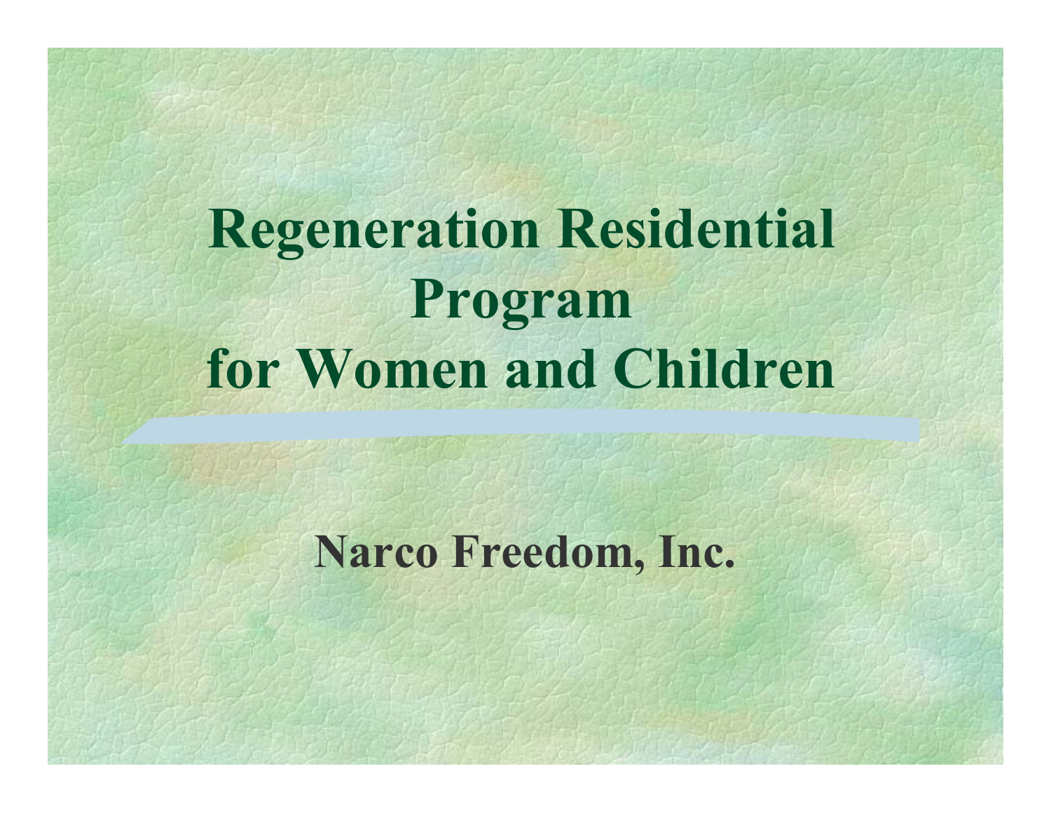# Regeneration Residential Program for Women and Children

**Narco Freedom, Inc.**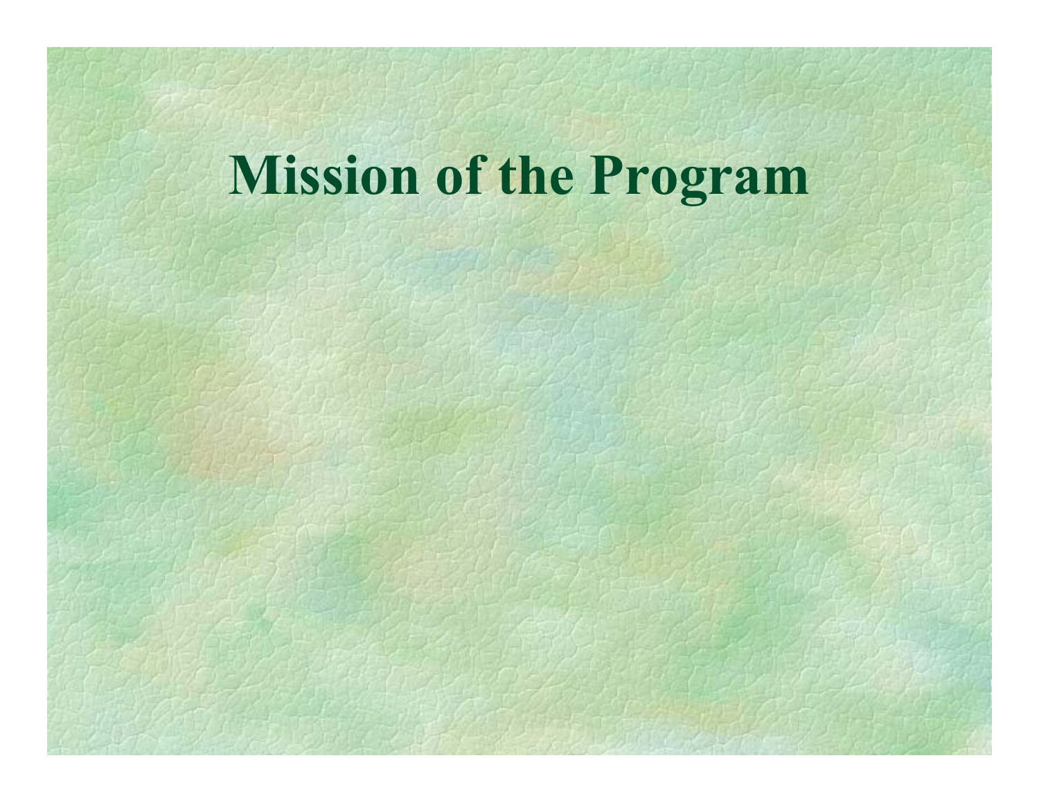# Mission of the Program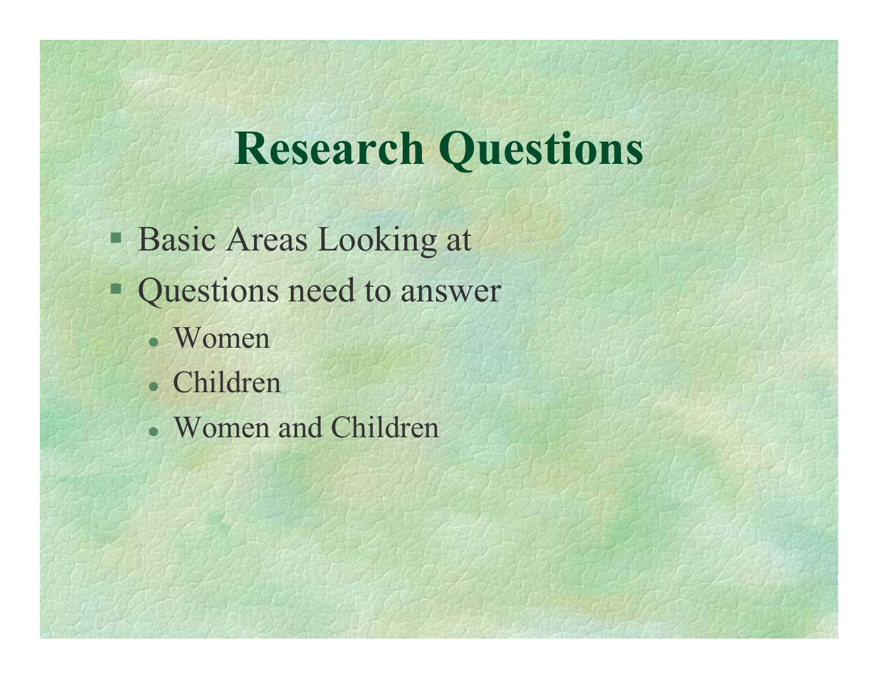# Research Questions

- Basic Areas Looking at
- Questions need to answer
  - Women
  - Children
  - Women and Children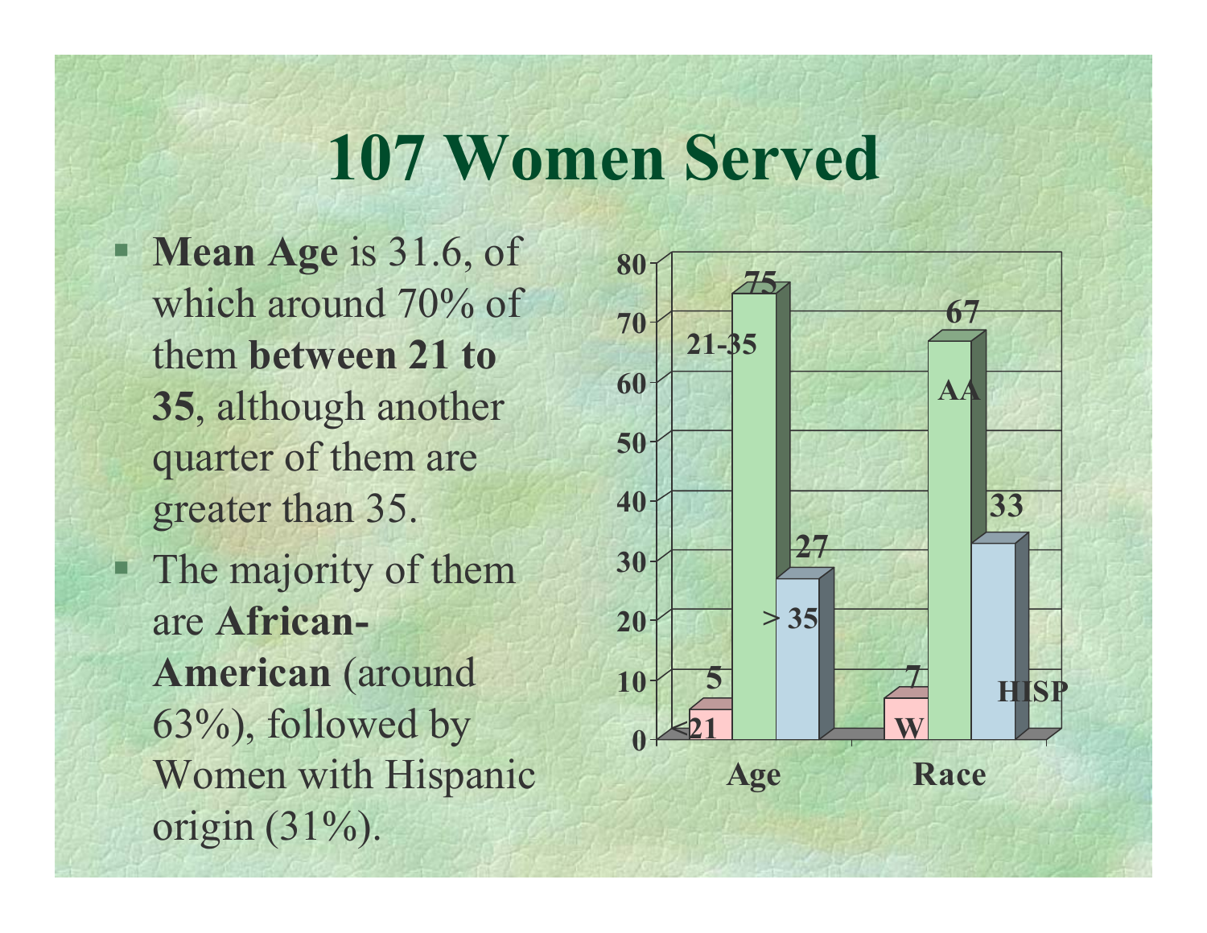# 107 Women Served

- **Mean Age** is 31.6, of which around 70% of them **between 21 to 35**, although another quarter of them are greater than 35.
- The majority of them are **African-American** (around 63%), followed by Women with Hispanic origin (31%).

| | <21 / W | 21-35 / AA | > 35 / HISP |
|---|---|---|---|
| Age | 5 | 75 | 27 |
| Race | 7 | 67 | 33 |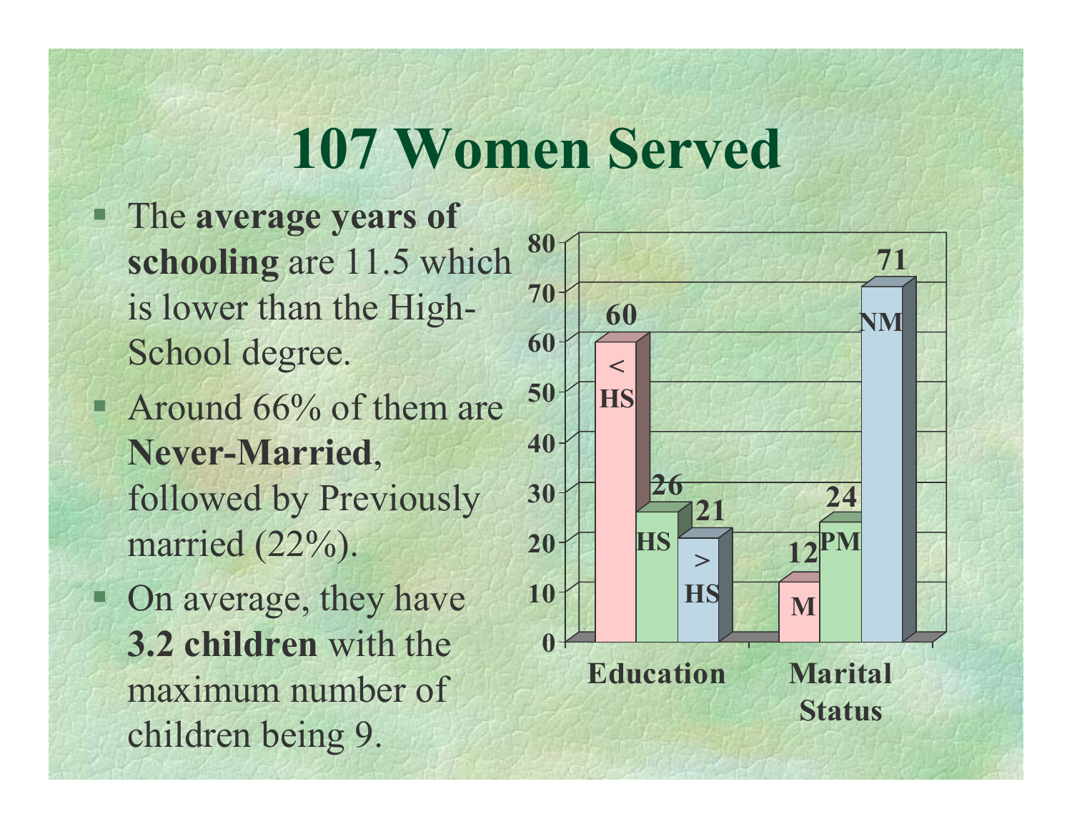# 107 Women Served

- The **average years of schooling** are 11.5 which is lower than the High-School degree.
- Around 66% of them are **Never-Married**, followed by Previously married (22%).
- On average, they have **3.2 children** with the maximum number of children being 9.

| Category | Group | Value |
|---|---|---|
| Education | < HS | 60 |
| Education | HS | 26 |
| Education | > HS | 21 |
| Marital Status | M | 12 |
| Marital Status | PM | 24 |
| Marital Status | NM | 71 |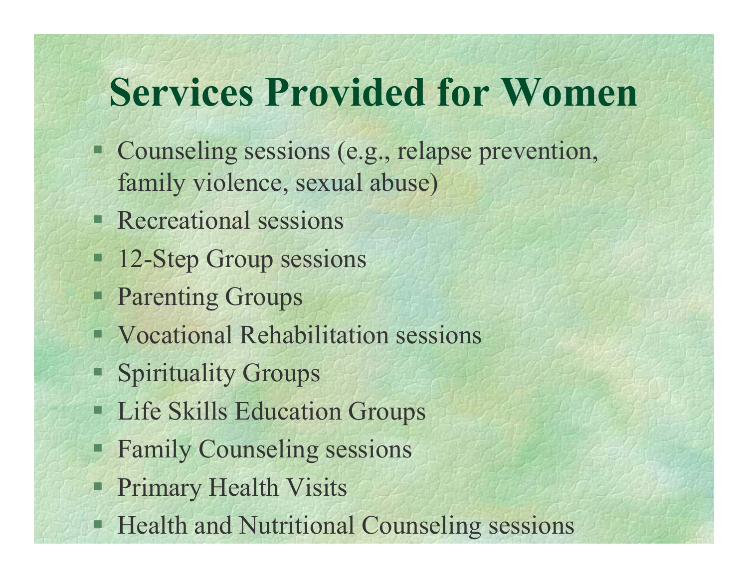# Services Provided for Women

- Counseling sessions (e.g., relapse prevention, family violence, sexual abuse)
- Recreational sessions
- 12-Step Group sessions
- Parenting Groups
- Vocational Rehabilitation sessions
- Spirituality Groups
- Life Skills Education Groups
- Family Counseling sessions
- Primary Health Visits
- Health and Nutritional Counseling sessions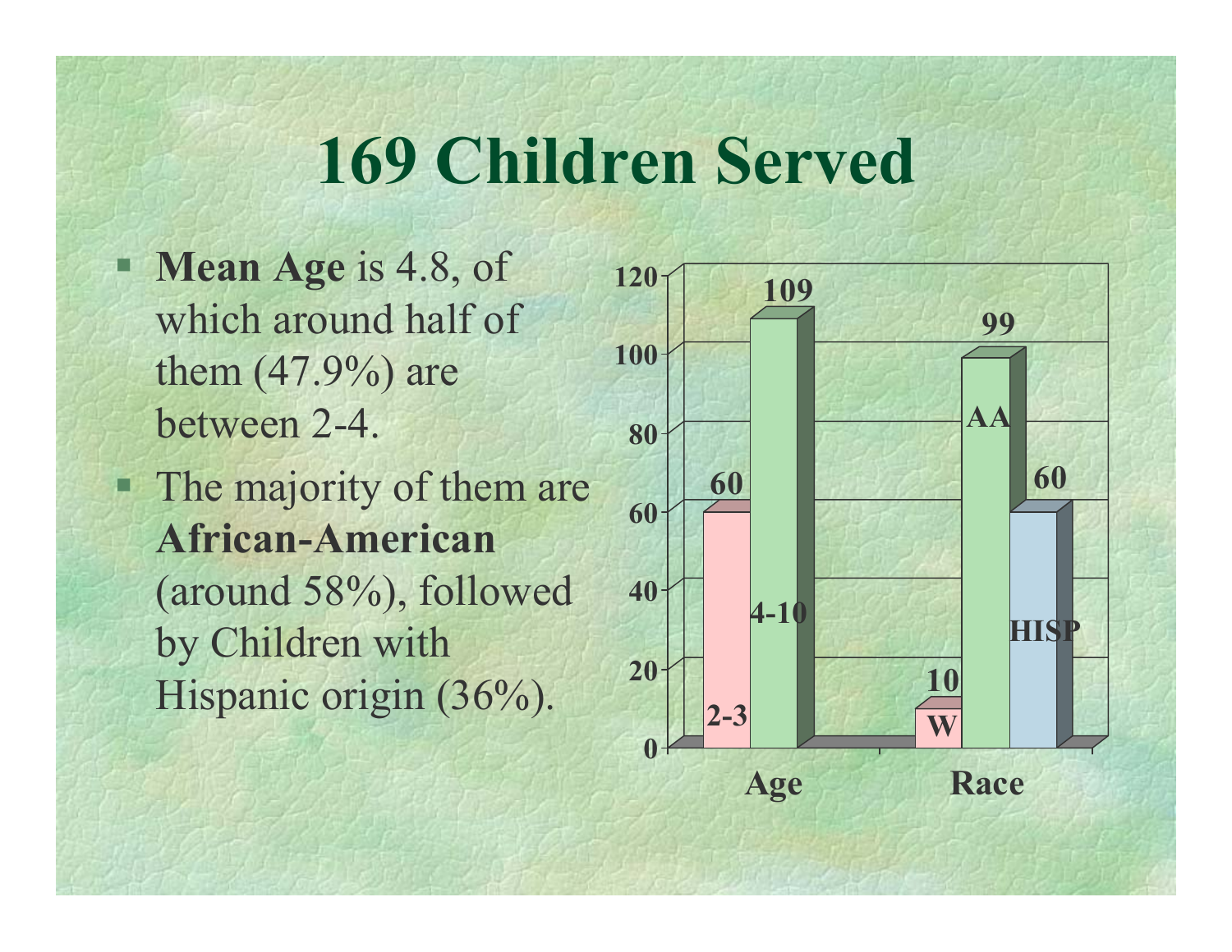# 169 Children Served

- **Mean Age** is 4.8, of which around half of them (47.9%) are between 2-4.
- The majority of them are **African-American** (around 58%), followed by Children with Hispanic origin (36%).

| | 2-3 | 4-10 | W | AA | HISP |
|---|---|---|---|---|---|
| Age | 60 | 109 | | | |
| Race | | | 10 | 99 | 60 |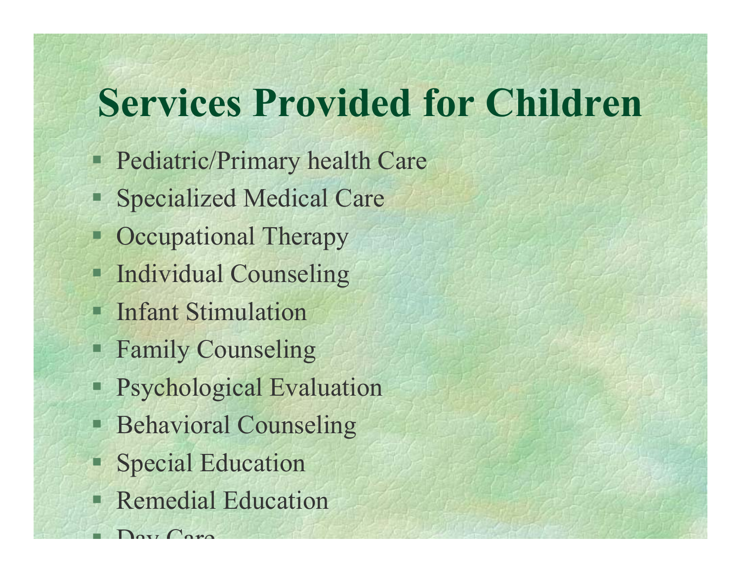# Services Provided for Children

- Pediatric/Primary health Care
- Specialized Medical Care
- Occupational Therapy
- Individual Counseling
- Infant Stimulation
- Family Counseling
- Psychological Evaluation
- Behavioral Counseling
- Special Education
- Remedial Education
- Day Care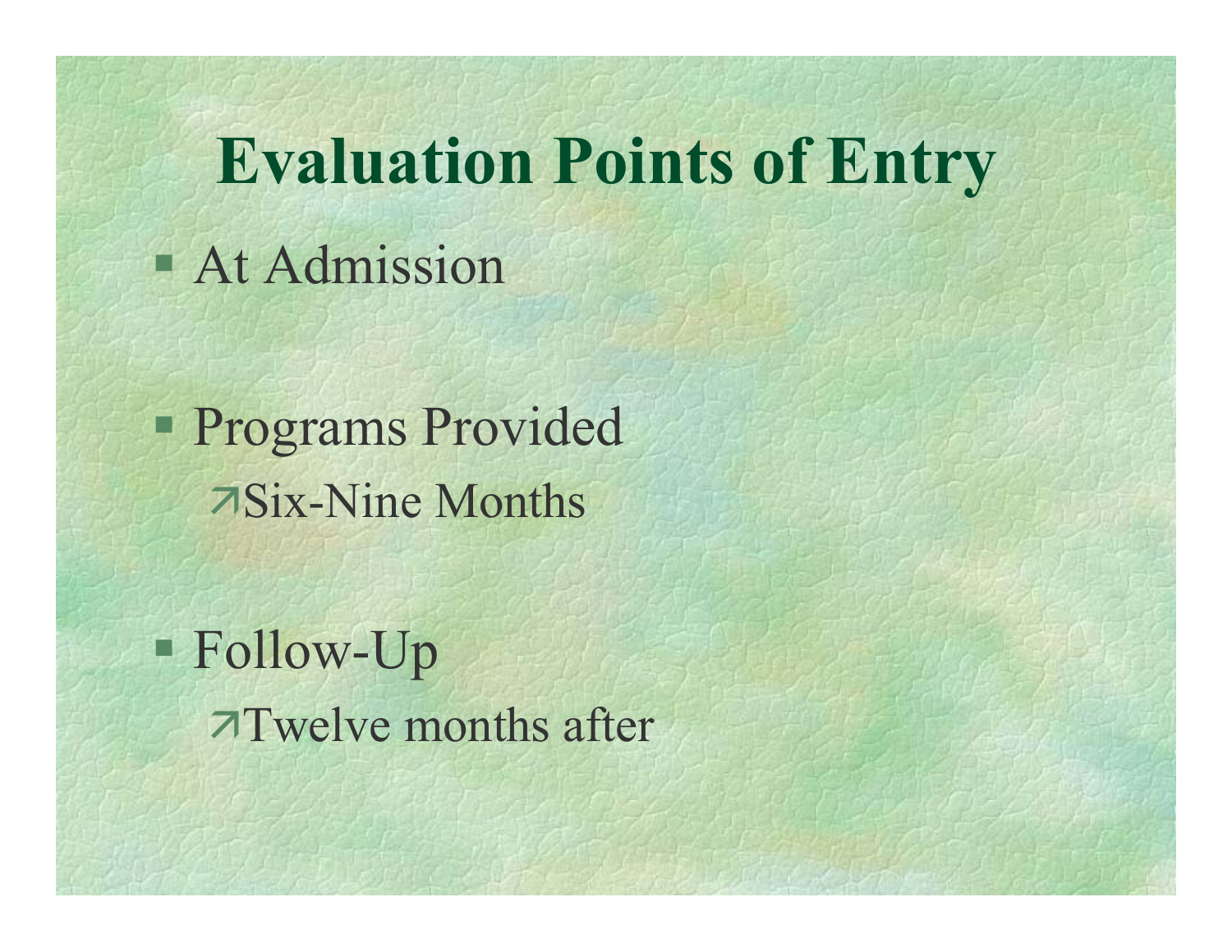# Evaluation Points of Entry

- At Admission
- Programs Provided
  - Six-Nine Months
- Follow-Up
  - Twelve months after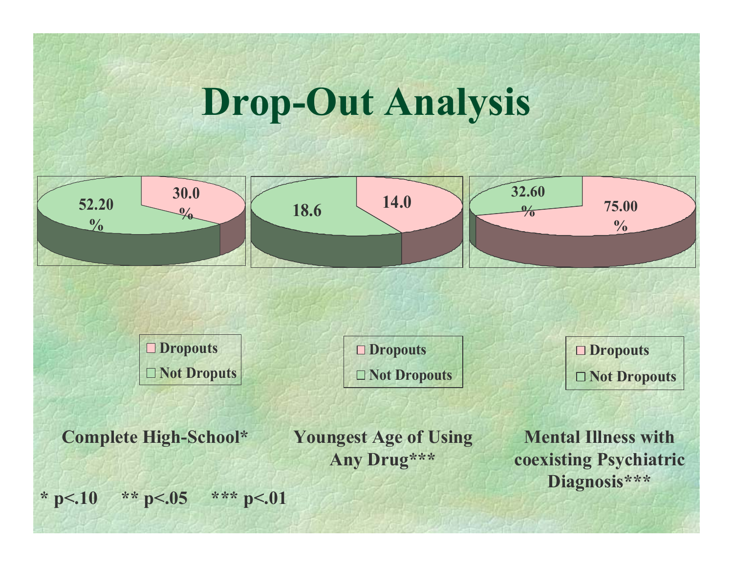# Drop-Out Analysis

| Chart | Dropouts | Not Dropouts |
|---|---|---|
| Complete High-School* | 30.0 % | 52.20 % |
| Youngest Age of Using Any Drug*** | 14.0 | 18.6 |
| Mental Illness with coexisting Psychiatric Diagnosis*** | 75.00 % | 32.60 % |

**Complete High-School***

**Youngest Age of Using Any Drug*****

**Mental Illness with coexisting Psychiatric Diagnosis*****

* $p<.10$ ** $p<.05$ *** $p<.01$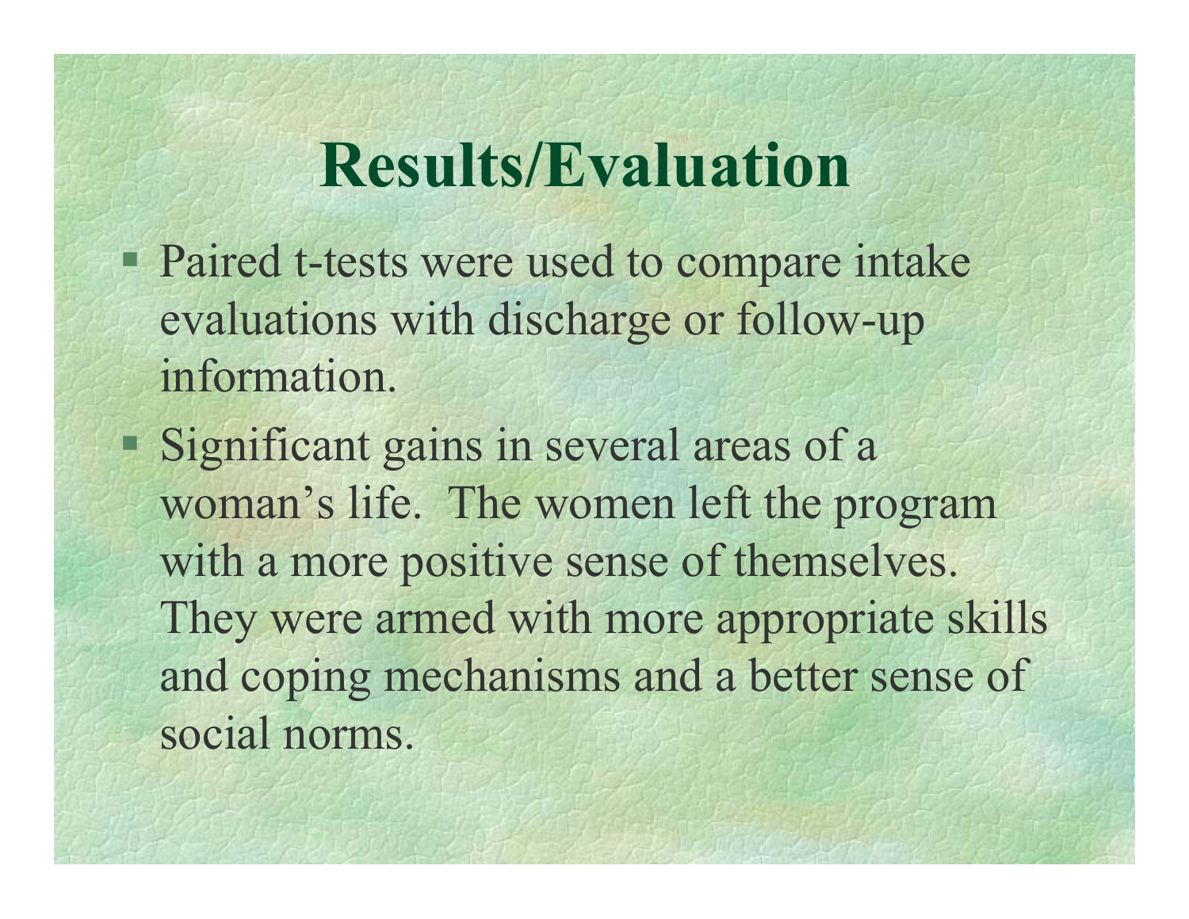# Results/Evaluation

- Paired t-tests were used to compare intake evaluations with discharge or follow-up information.
- Significant gains in several areas of a woman's life. The women left the program with a more positive sense of themselves. They were armed with more appropriate skills and coping mechanisms and a better sense of social norms.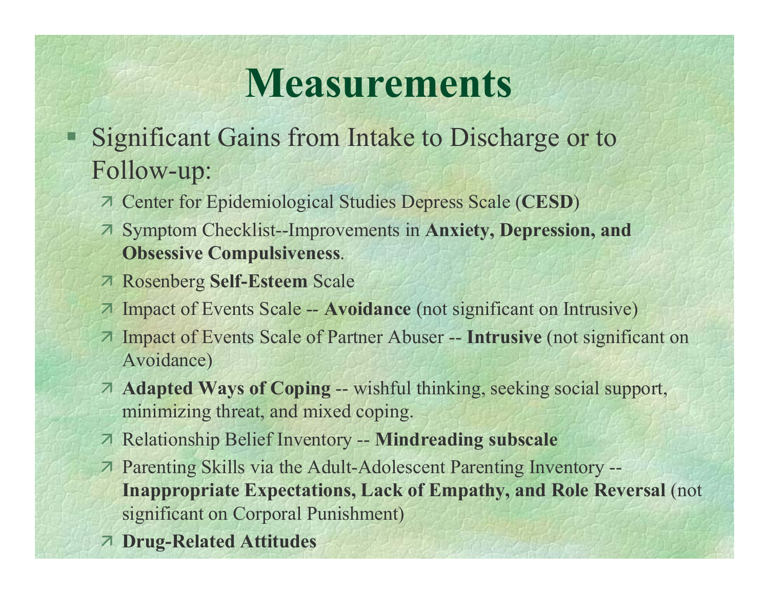# Measurements

- Significant Gains from Intake to Discharge or to Follow-up:
  - Center for Epidemiological Studies Depress Scale (**CESD**)
  - Symptom Checklist--Improvements in **Anxiety, Depression, and Obsessive Compulsiveness**.
  - Rosenberg **Self-Esteem** Scale
  - Impact of Events Scale -- **Avoidance** (not significant on Intrusive)
  - Impact of Events Scale of Partner Abuser -- **Intrusive** (not significant on Avoidance)
  - **Adapted Ways of Coping** -- wishful thinking, seeking social support, minimizing threat, and mixed coping.
  - Relationship Belief Inventory -- **Mindreading subscale**
  - Parenting Skills via the Adult-Adolescent Parenting Inventory -- **Inappropriate Expectations, Lack of Empathy, and Role Reversal** (not significant on Corporal Punishment)
  - **Drug-Related Attitudes**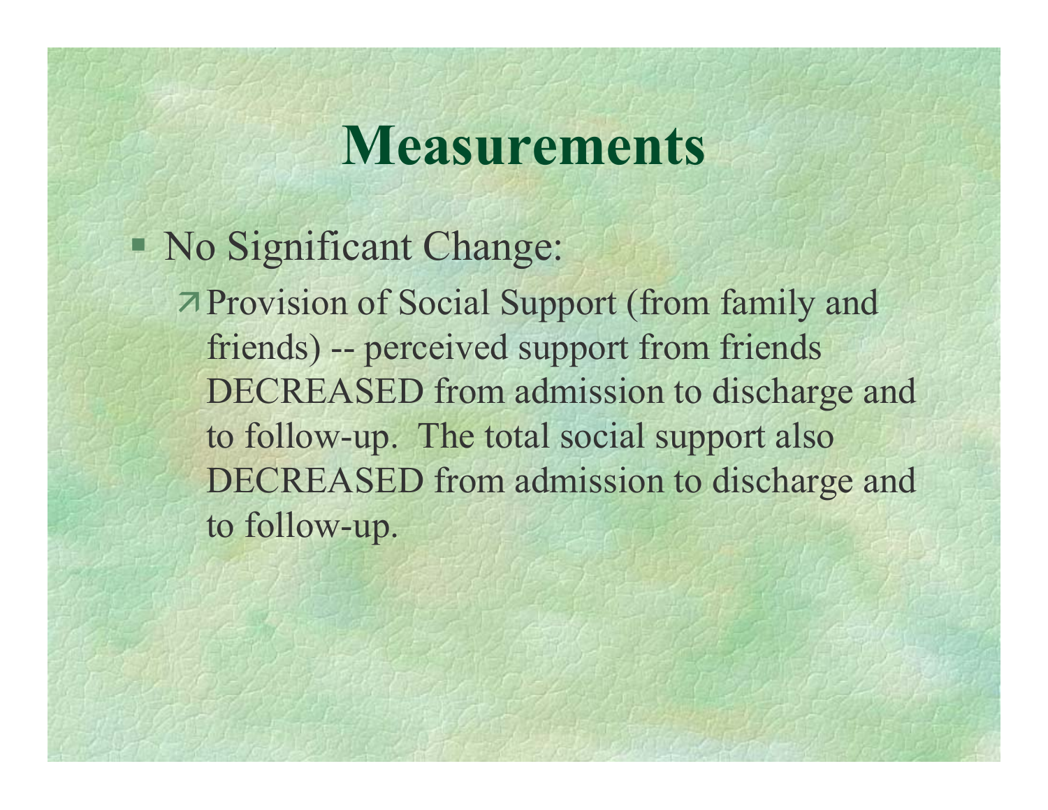# Measurements

- No Significant Change:
  - Provision of Social Support (from family and friends) -- perceived support from friends DECREASED from admission to discharge and to follow-up. The total social support also DECREASED from admission to discharge and to follow-up.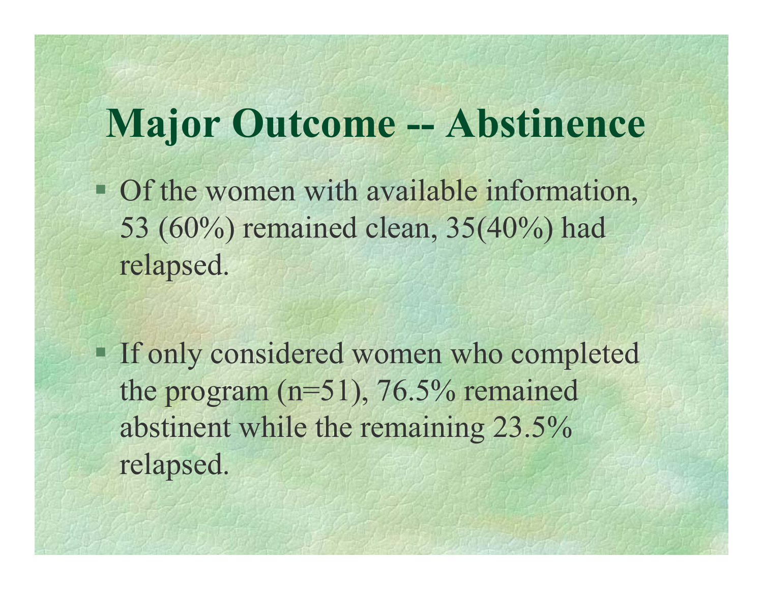# Major Outcome -- Abstinence

- Of the women with available information, 53 (60%) remained clean, 35(40%) had relapsed.

- If only considered women who completed the program (n=51), 76.5% remained abstinent while the remaining 23.5% relapsed.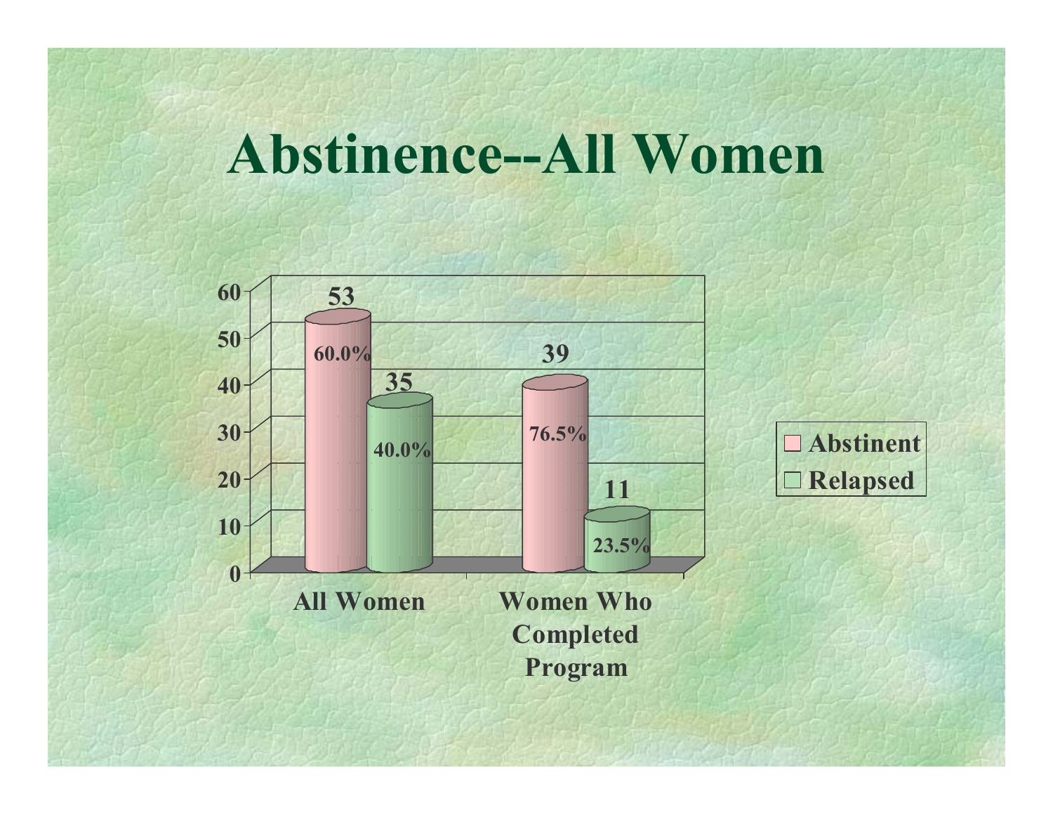# Abstinence--All Women

| | Abstinent | Relapsed |
| --- | --- | --- |
| All Women | 53 (60.0%) | 35 (40.0%) |
| Women Who Completed Program | 39 (76.5%) | 11 (23.5%) |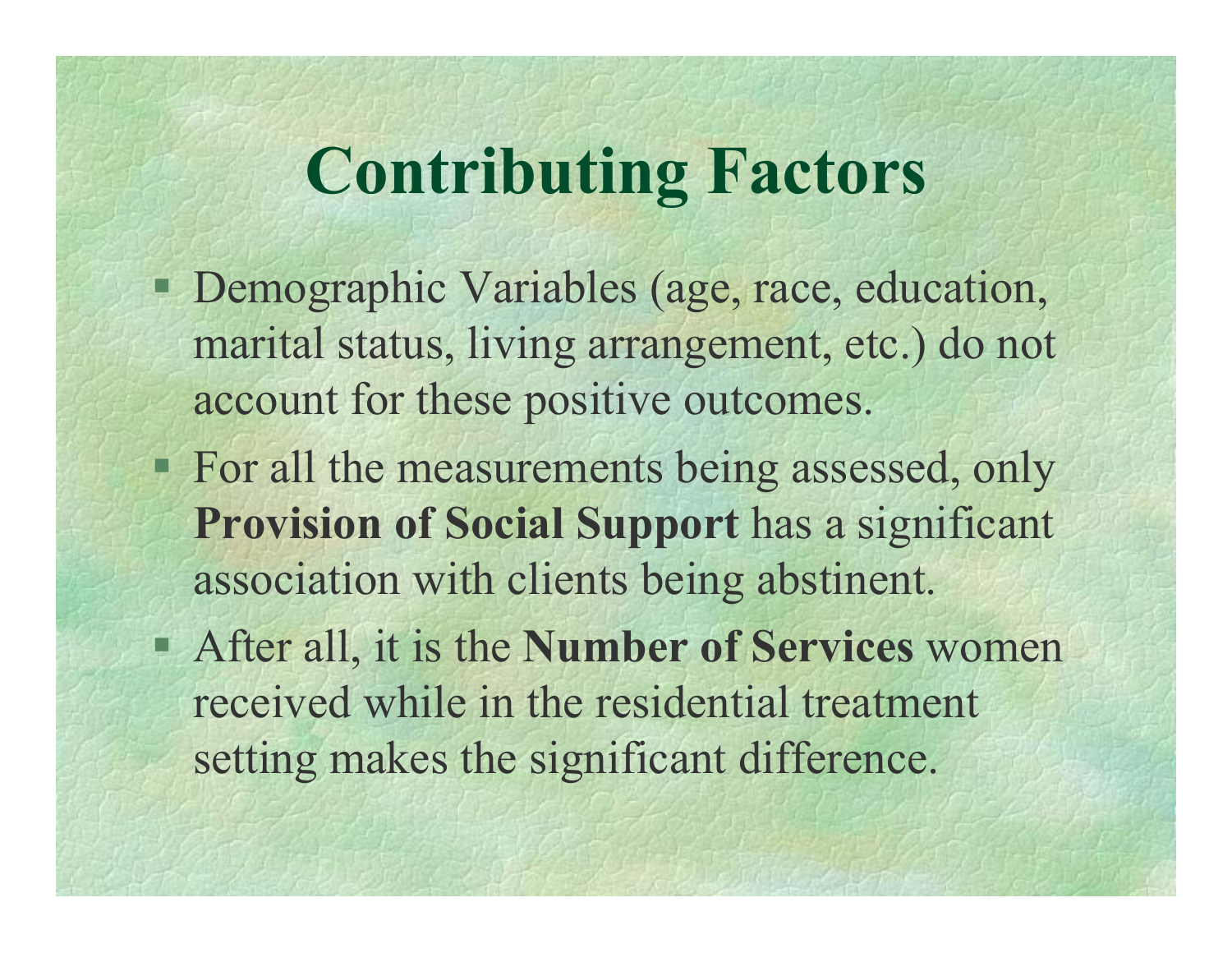# Contributing Factors

- Demographic Variables (age, race, education, marital status, living arrangement, etc.) do not account for these positive outcomes.
- For all the measurements being assessed, only **Provision of Social Support** has a significant association with clients being abstinent.
- After all, it is the **Number of Services** women received while in the residential treatment setting makes the significant difference.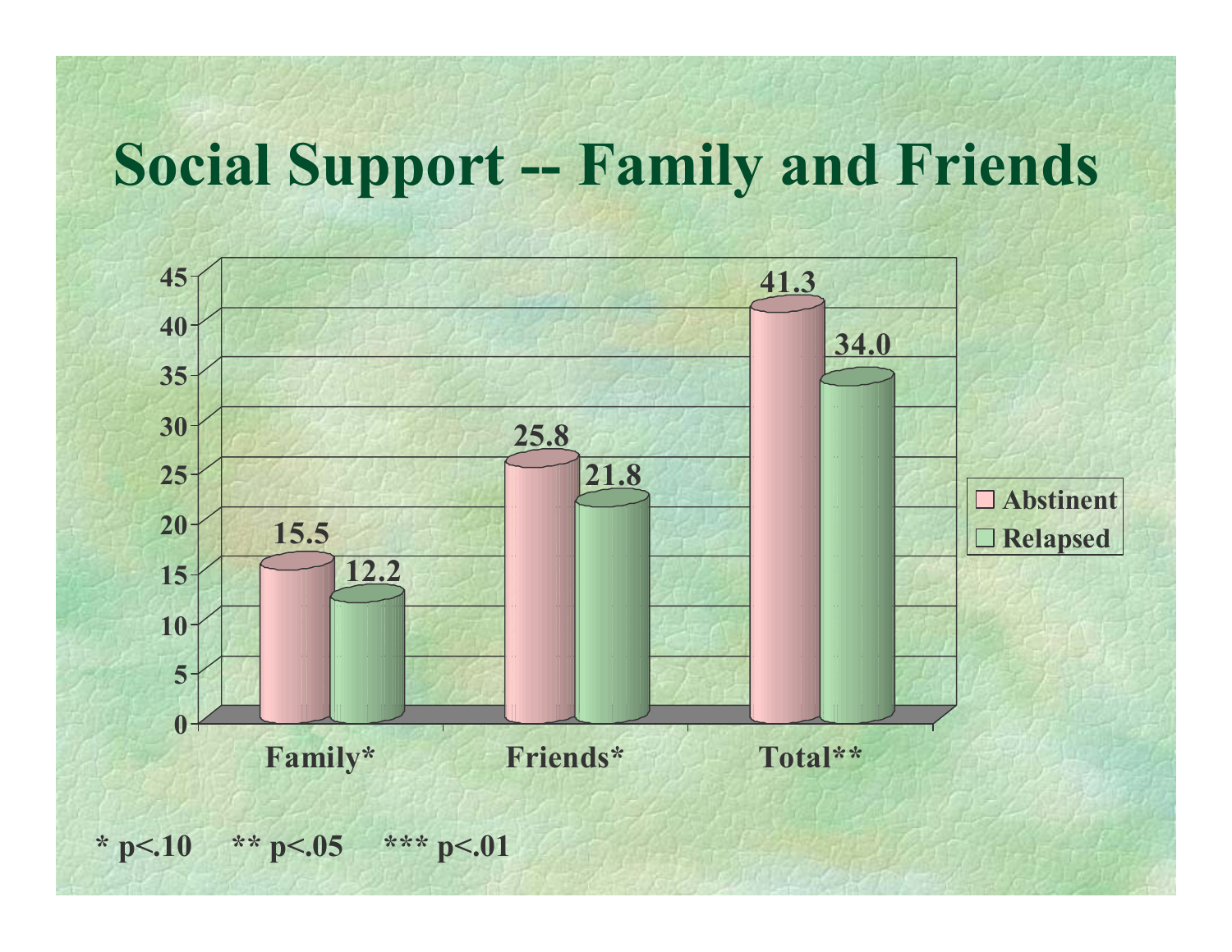# Social Support -- Family and Friends

| | Abstinent | Relapsed |
|---|---|---|
| Family* | 15.5 | 12.2 |
| Friends* | 25.8 | 21.8 |
| Total** | 41.3 | 34.0 |

* p<.10 ** p<.05 *** p<.01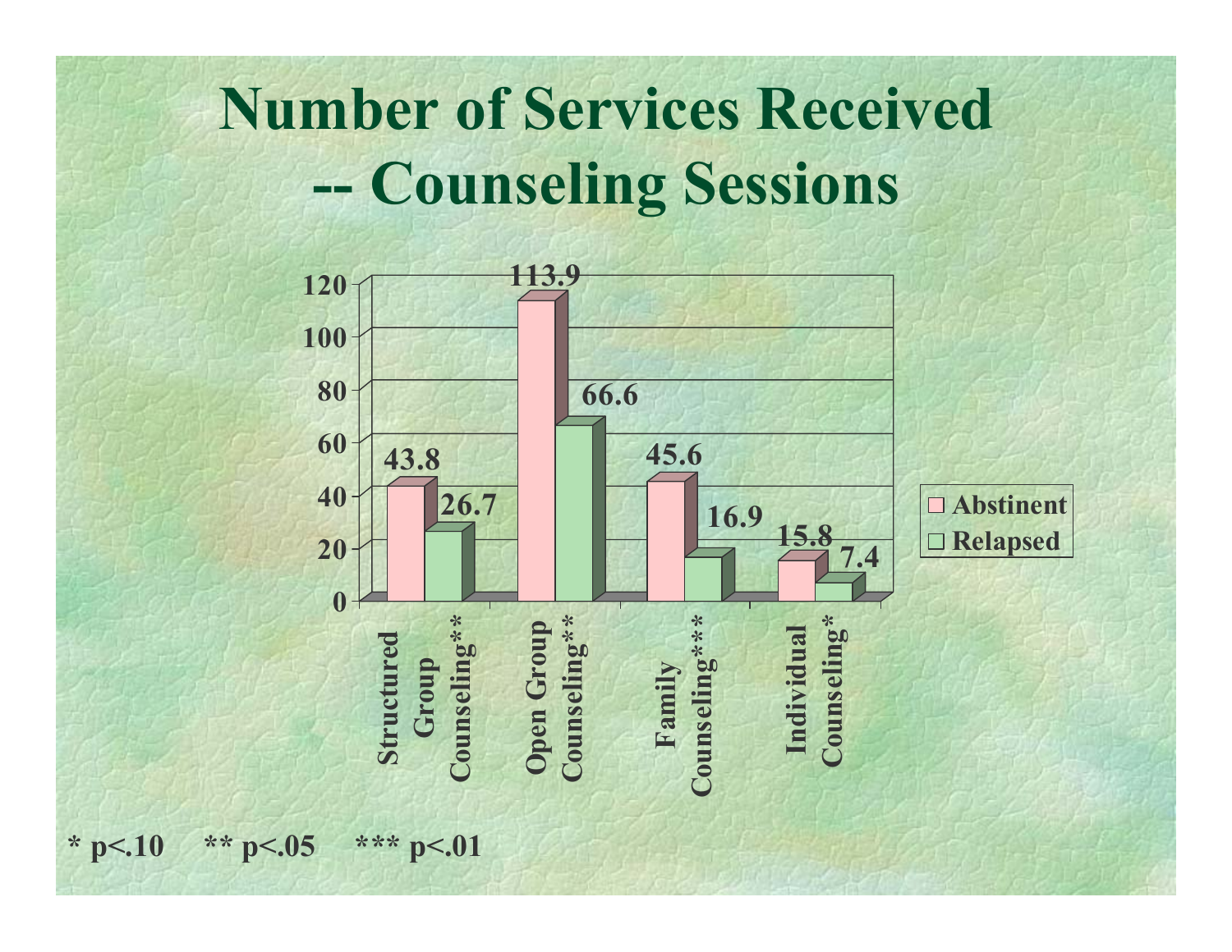# Number of Services Received -- Counseling Sessions

| | Abstinent | Relapsed |
|---|---|---|
| Structured Group Counseling** | 43.8 | 26.7 |
| Open Group Counseling** | 113.9 | 66.6 |
| Family Counseling*** | 45.6 | 16.9 |
| Individual Counseling* | 15.8 | 7.4 |

* $p<.10$ ** $p<.05$ *** $p<.01$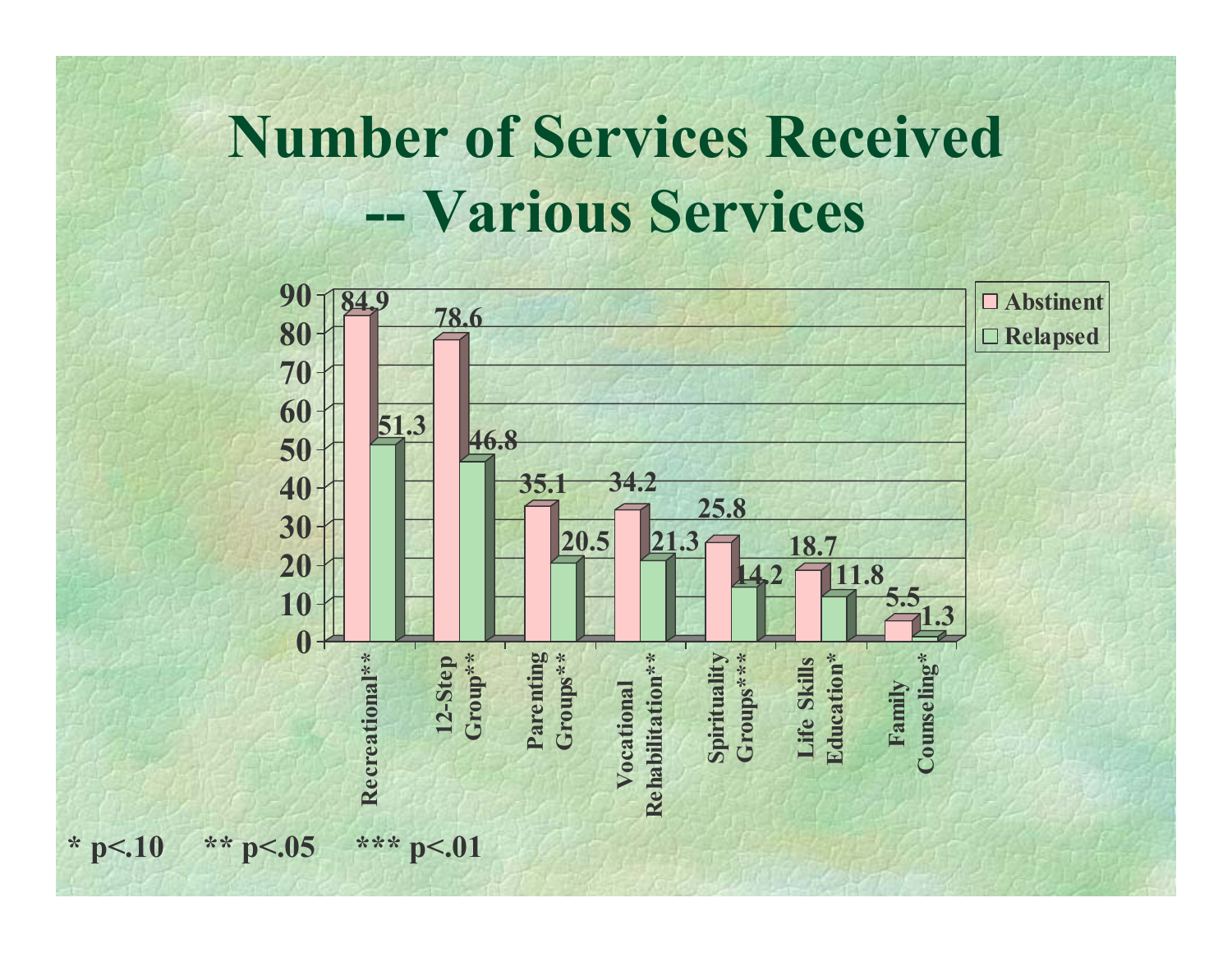# Number of Services Received -- Various Services

| Service | Abstinent | Relapsed |
|---|---|---|
| Recreational** | 84.9 | 51.3 |
| 12-Step Group** | 78.6 | 46.8 |
| Parenting Groups** | 35.1 | 20.5 |
| Vocational Rehabilitation** | 34.2 | 21.3 |
| Spirituality Groups*** | 25.8 | 14.2 |
| Life Skills Education* | 18.7 | 11.8 |
| Family Counseling* | 5.5 | 1.3 |

\* $p<.10$ &nbsp;&nbsp;&nbsp; ** $p<.05$ &nbsp;&nbsp;&nbsp; *** $p<.01$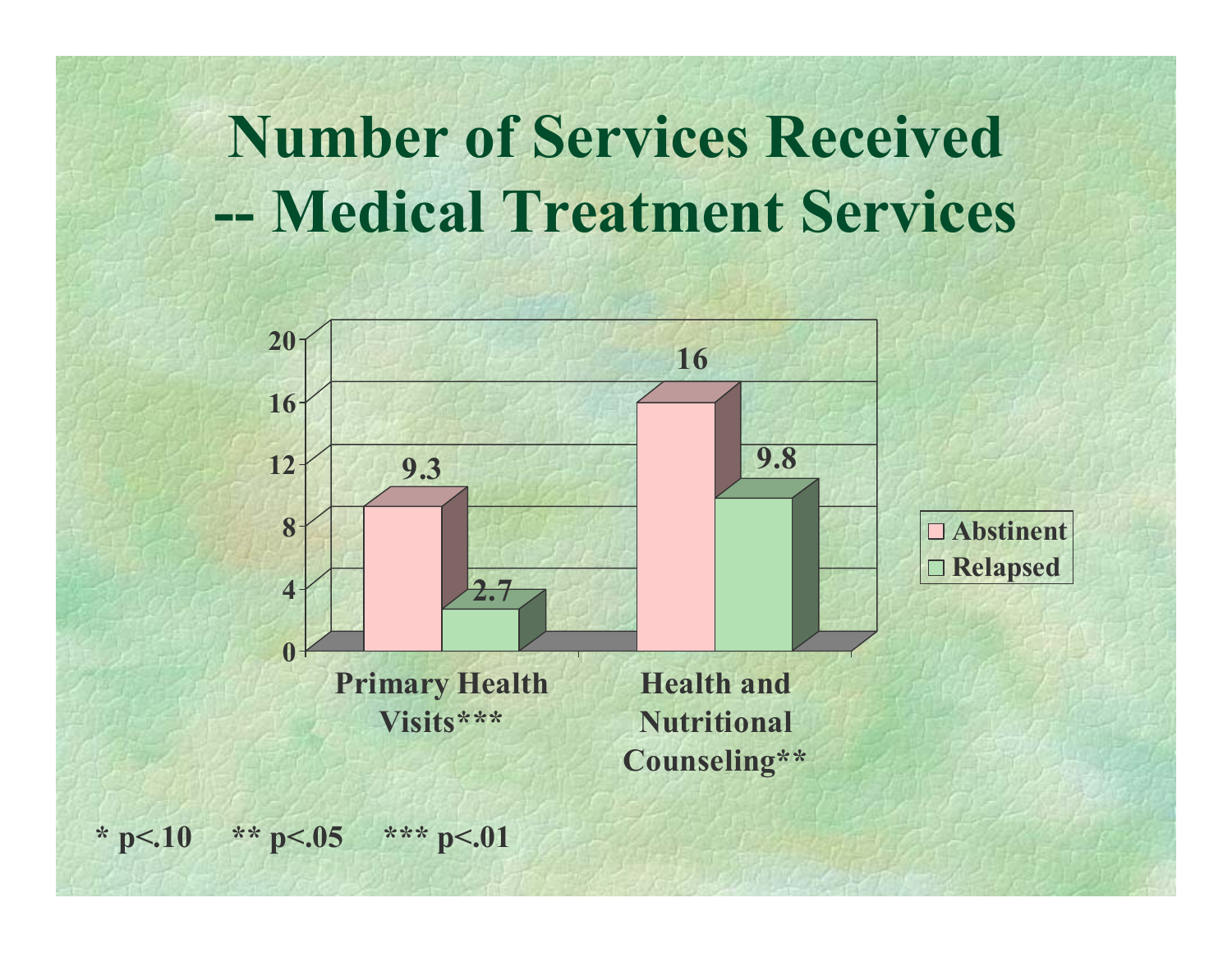# Number of Services Received -- Medical Treatment Services

| | Abstinent | Relapsed |
|---|---|---|
| Primary Health Visits*** | 9.3 | 2.7 |
| Health and Nutritional Counseling** | 16 | 9.8 |

\* p<.10 &nbsp;&nbsp;&nbsp; ** p<.05 &nbsp;&nbsp;&nbsp; *** p<.01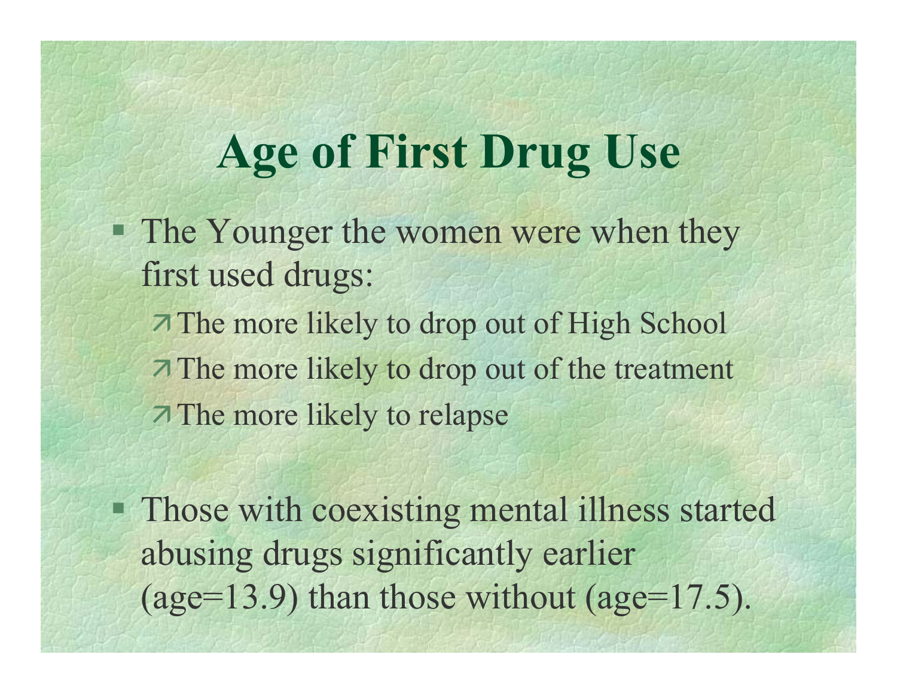# Age of First Drug Use

- The Younger the women were when they first used drugs:
  - The more likely to drop out of High School
  - The more likely to drop out of the treatment
  - The more likely to relapse

- Those with coexisting mental illness started abusing drugs significantly earlier (age=13.9) than those without (age=17.5).